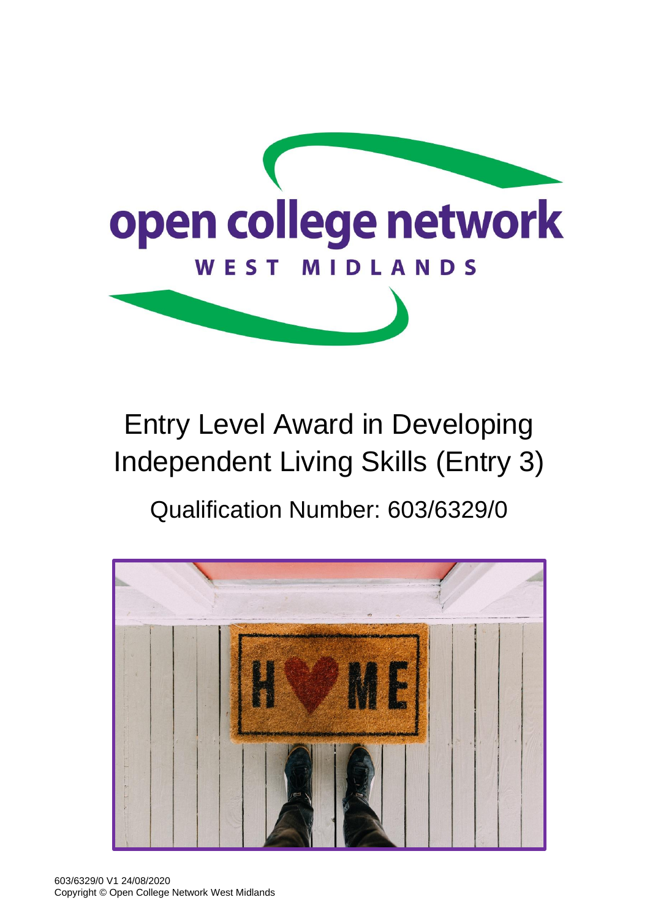open college network

WEST MIDLANDS

# Entry Level Award in Developing Independent Living Skills (Entry 3)

## Qualification Number: 603/6329/0

603/6329/0 V1 24/08/2020
Copyright © Open College Network West Midlands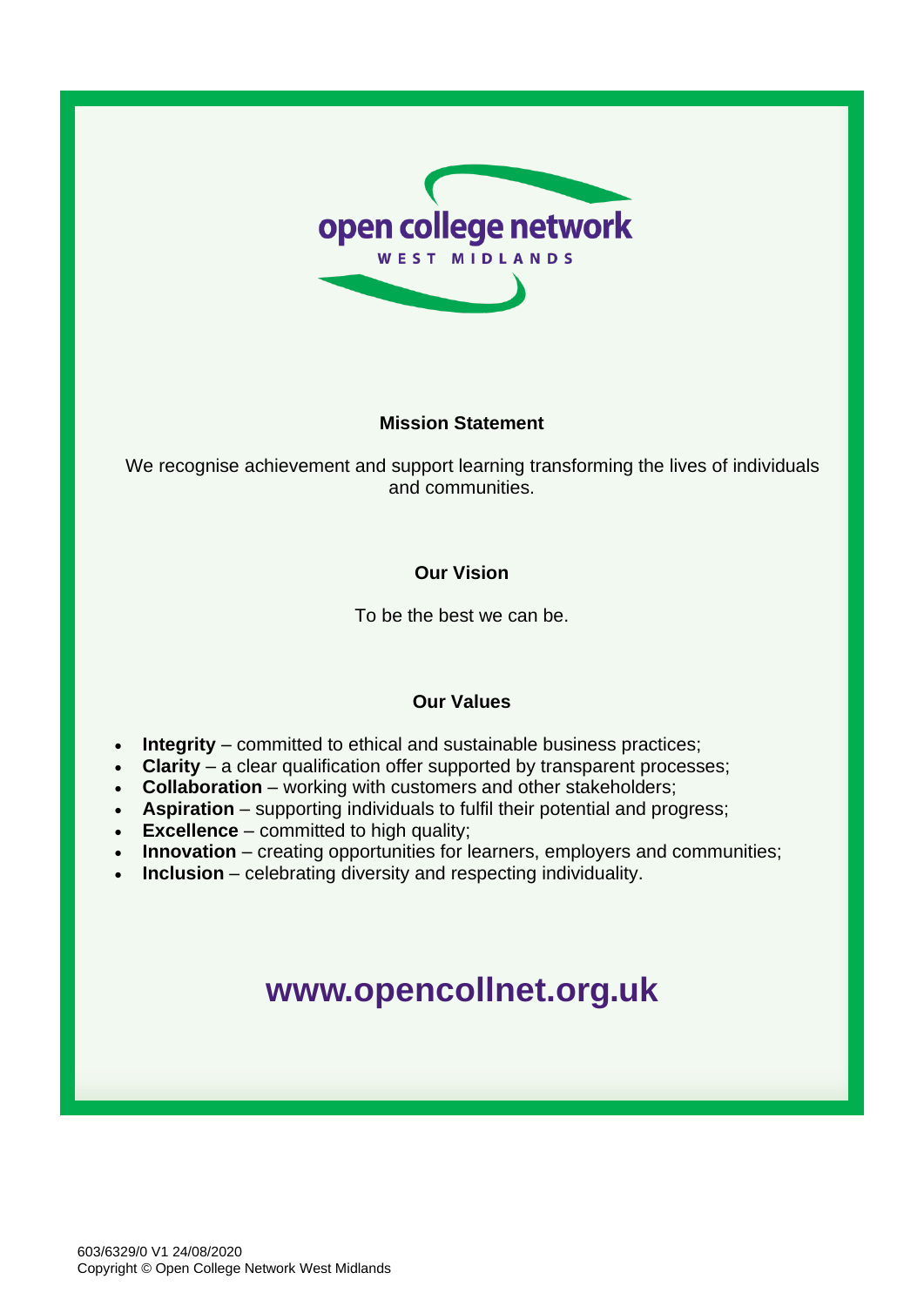open college network
WEST MIDLANDS

## Mission Statement

We recognise achievement and support learning transforming the lives of individuals and communities.

## Our Vision

To be the best we can be.

## Our Values

- **Integrity** – committed to ethical and sustainable business practices;
- **Clarity** – a clear qualification offer supported by transparent processes;
- **Collaboration** – working with customers and other stakeholders;
- **Aspiration** – supporting individuals to fulfil their potential and progress;
- **Excellence** – committed to high quality;
- **Innovation** – creating opportunities for learners, employers and communities;
- **Inclusion** – celebrating diversity and respecting individuality.

**www.opencollnet.org.uk**

603/6329/0 V1 24/08/2020
Copyright © Open College Network West Midlands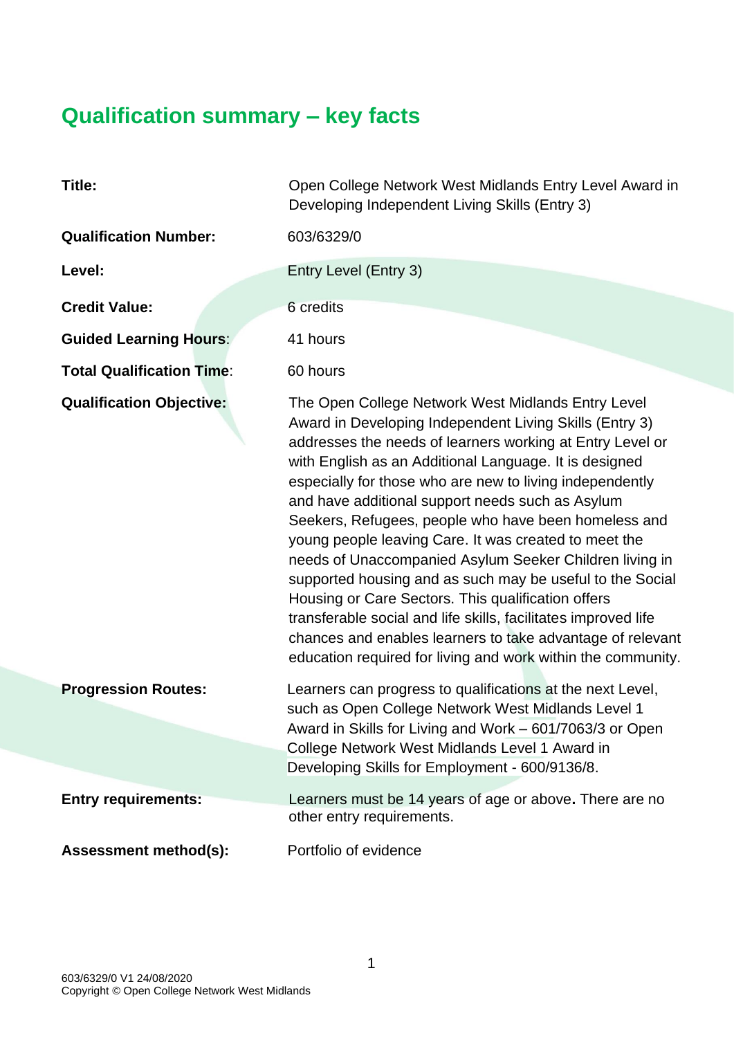# Qualification summary – key facts

| | |
|---|---|
| **Title:** | Open College Network West Midlands Entry Level Award in Developing Independent Living Skills (Entry 3) |
| **Qualification Number:** | 603/6329/0 |
| **Level:** | Entry Level (Entry 3) |
| **Credit Value:** | 6 credits |
| **Guided Learning Hours:** | 41 hours |
| **Total Qualification Time:** | 60 hours |
| **Qualification Objective:** | The Open College Network West Midlands Entry Level Award in Developing Independent Living Skills (Entry 3) addresses the needs of learners working at Entry Level or with English as an Additional Language. It is designed especially for those who are new to living independently and have additional support needs such as Asylum Seekers, Refugees, people who have been homeless and young people leaving Care. It was created to meet the needs of Unaccompanied Asylum Seeker Children living in supported housing and as such may be useful to the Social Housing or Care Sectors. This qualification offers transferable social and life skills, facilitates improved life chances and enables learners to take advantage of relevant education required for living and work within the community. |
| **Progression Routes:** | Learners can progress to qualifications at the next Level, such as Open College Network West Midlands Level 1 Award in Skills for Living and Work – 601/7063/3 or Open College Network West Midlands Level 1 Award in Developing Skills for Employment - 600/9136/8. |
| **Entry requirements:** | Learners must be 14 years of age or above**.** There are no other entry requirements. |
| **Assessment method(s):** | Portfolio of evidence |

603/6329/0 V1 24/08/2020
Copyright © Open College Network West Midlands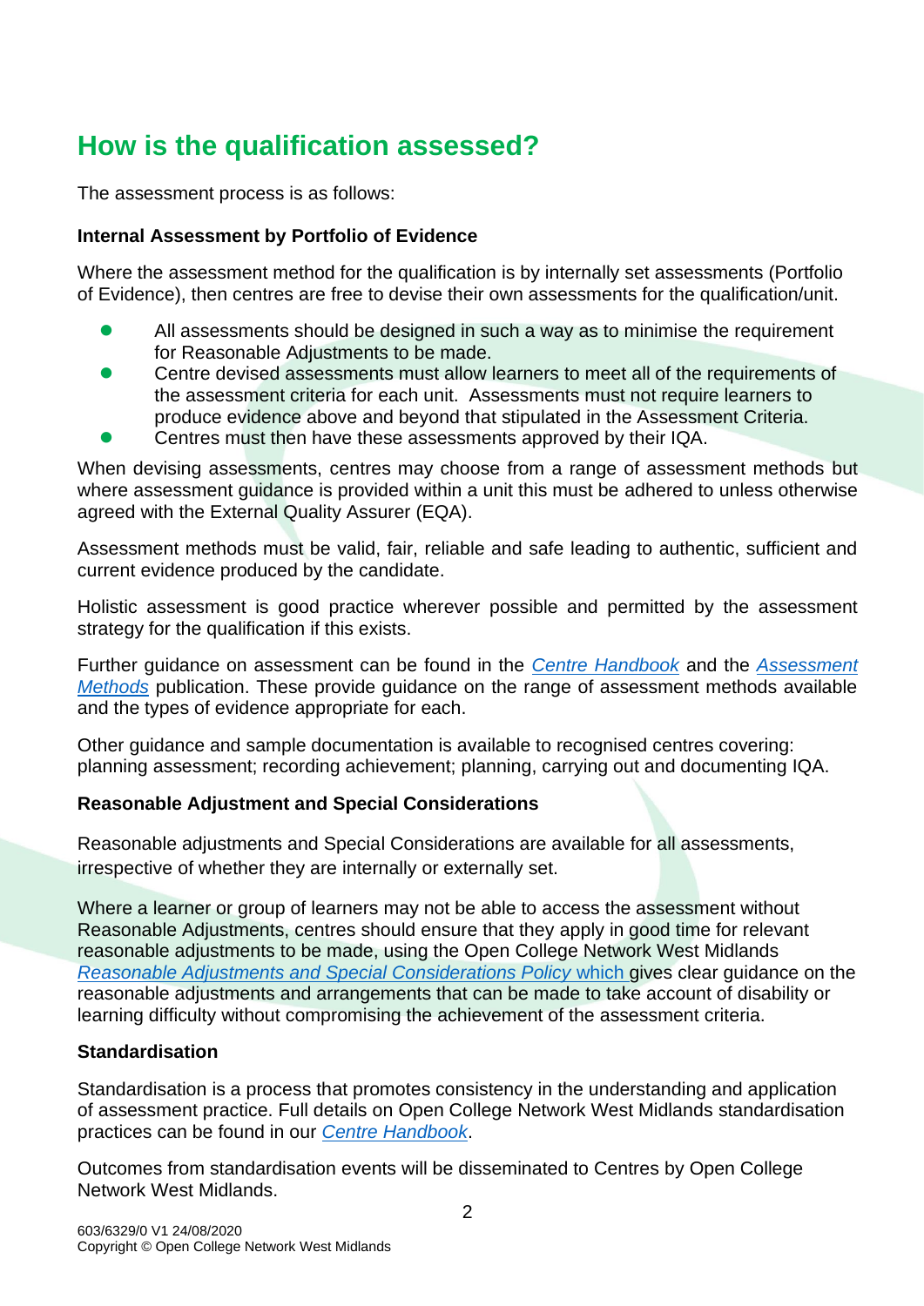# How is the qualification assessed?

The assessment process is as follows:

**Internal Assessment by Portfolio of Evidence**

Where the assessment method for the qualification is by internally set assessments (Portfolio of Evidence), then centres are free to devise their own assessments for the qualification/unit.

- All assessments should be designed in such a way as to minimise the requirement for Reasonable Adjustments to be made.
- Centre devised assessments must allow learners to meet all of the requirements of the assessment criteria for each unit. Assessments must not require learners to produce evidence above and beyond that stipulated in the Assessment Criteria.
- Centres must then have these assessments approved by their IQA.

When devising assessments, centres may choose from a range of assessment methods but where assessment guidance is provided within a unit this must be adhered to unless otherwise agreed with the External Quality Assurer (EQA).

Assessment methods must be valid, fair, reliable and safe leading to authentic, sufficient and current evidence produced by the candidate.

Holistic assessment is good practice wherever possible and permitted by the assessment strategy for the qualification if this exists.

Further guidance on assessment can be found in the *Centre Handbook* and the *Assessment Methods* publication. These provide guidance on the range of assessment methods available and the types of evidence appropriate for each.

Other guidance and sample documentation is available to recognised centres covering: planning assessment; recording achievement; planning, carrying out and documenting IQA.

**Reasonable Adjustment and Special Considerations**

Reasonable adjustments and Special Considerations are available for all assessments, irrespective of whether they are internally or externally set.

Where a learner or group of learners may not be able to access the assessment without Reasonable Adjustments, centres should ensure that they apply in good time for relevant reasonable adjustments to be made, using the Open College Network West Midlands *Reasonable Adjustments and Special Considerations Policy* which gives clear guidance on the reasonable adjustments and arrangements that can be made to take account of disability or learning difficulty without compromising the achievement of the assessment criteria.

**Standardisation**

Standardisation is a process that promotes consistency in the understanding and application of assessment practice. Full details on Open College Network West Midlands standardisation practices can be found in our *Centre Handbook*.

Outcomes from standardisation events will be disseminated to Centres by Open College Network West Midlands.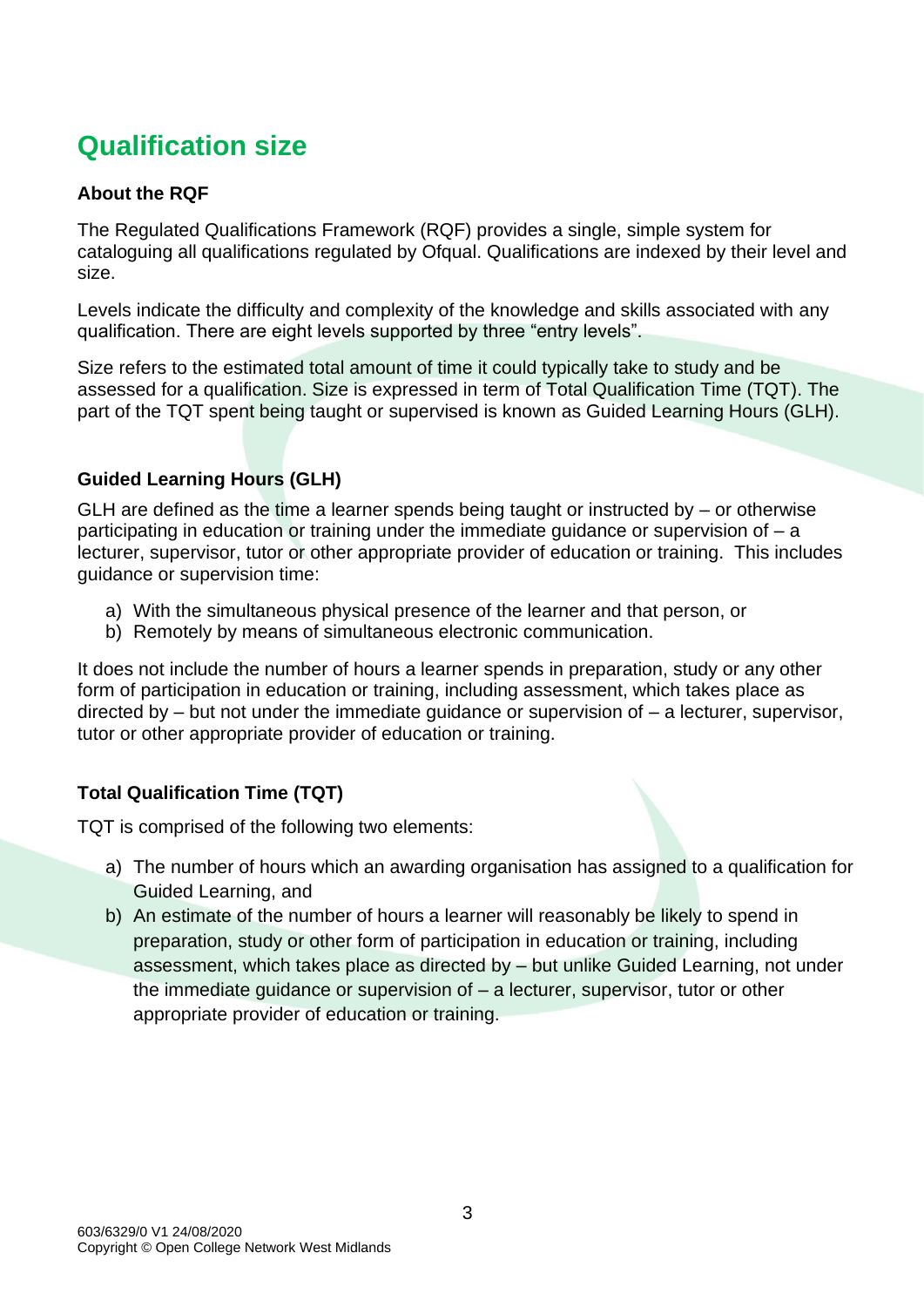# Qualification size

### About the RQF

The Regulated Qualifications Framework (RQF) provides a single, simple system for cataloguing all qualifications regulated by Ofqual. Qualifications are indexed by their level and size.

Levels indicate the difficulty and complexity of the knowledge and skills associated with any qualification. There are eight levels supported by three "entry levels".

Size refers to the estimated total amount of time it could typically take to study and be assessed for a qualification. Size is expressed in term of Total Qualification Time (TQT). The part of the TQT spent being taught or supervised is known as Guided Learning Hours (GLH).

### Guided Learning Hours (GLH)

GLH are defined as the time a learner spends being taught or instructed by – or otherwise participating in education or training under the immediate guidance or supervision of – a lecturer, supervisor, tutor or other appropriate provider of education or training. This includes guidance or supervision time:

a) With the simultaneous physical presence of the learner and that person, or
b) Remotely by means of simultaneous electronic communication.

It does not include the number of hours a learner spends in preparation, study or any other form of participation in education or training, including assessment, which takes place as directed by – but not under the immediate guidance or supervision of – a lecturer, supervisor, tutor or other appropriate provider of education or training.

### Total Qualification Time (TQT)

TQT is comprised of the following two elements:

a) The number of hours which an awarding organisation has assigned to a qualification for Guided Learning, and
b) An estimate of the number of hours a learner will reasonably be likely to spend in preparation, study or other form of participation in education or training, including assessment, which takes place as directed by – but unlike Guided Learning, not under the immediate guidance or supervision of – a lecturer, supervisor, tutor or other appropriate provider of education or training.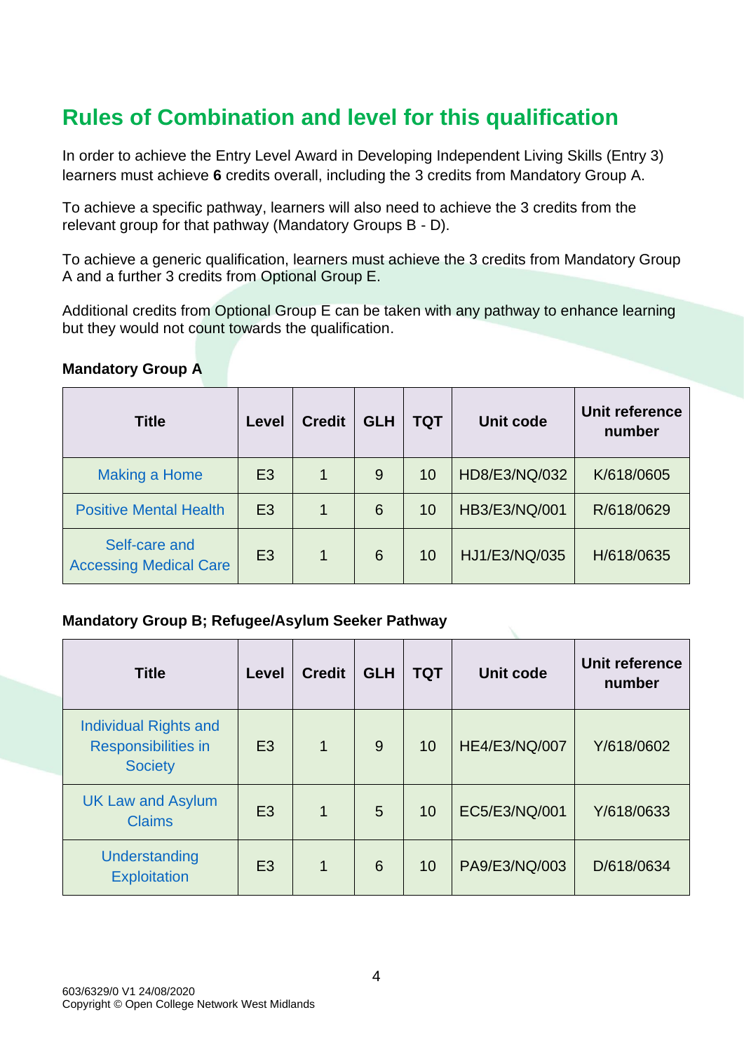## Rules of Combination and level for this qualification

In order to achieve the Entry Level Award in Developing Independent Living Skills (Entry 3) learners must achieve **6** credits overall, including the 3 credits from Mandatory Group A.

To achieve a specific pathway, learners will also need to achieve the 3 credits from the relevant group for that pathway (Mandatory Groups B - D).

To achieve a generic qualification, learners must achieve the 3 credits from Mandatory Group A and a further 3 credits from Optional Group E.

Additional credits from Optional Group E can be taken with any pathway to enhance learning but they would not count towards the qualification.

**Mandatory Group A**

| Title | Level | Credit | GLH | TQT | Unit code | Unit reference number |
|---|---|---|---|---|---|---|
| Making a Home | E3 | 1 | 9 | 10 | HD8/E3/NQ/032 | K/618/0605 |
| Positive Mental Health | E3 | 1 | 6 | 10 | HB3/E3/NQ/001 | R/618/0629 |
| Self-care and Accessing Medical Care | E3 | 1 | 6 | 10 | HJ1/E3/NQ/035 | H/618/0635 |

**Mandatory Group B; Refugee/Asylum Seeker Pathway**

| Title | Level | Credit | GLH | TQT | Unit code | Unit reference number |
|---|---|---|---|---|---|---|
| Individual Rights and Responsibilities in Society | E3 | 1 | 9 | 10 | HE4/E3/NQ/007 | Y/618/0602 |
| UK Law and Asylum Claims | E3 | 1 | 5 | 10 | EC5/E3/NQ/001 | Y/618/0633 |
| Understanding Exploitation | E3 | 1 | 6 | 10 | PA9/E3/NQ/003 | D/618/0634 |

603/6329/0 V1 24/08/2020
Copyright © Open College Network West Midlands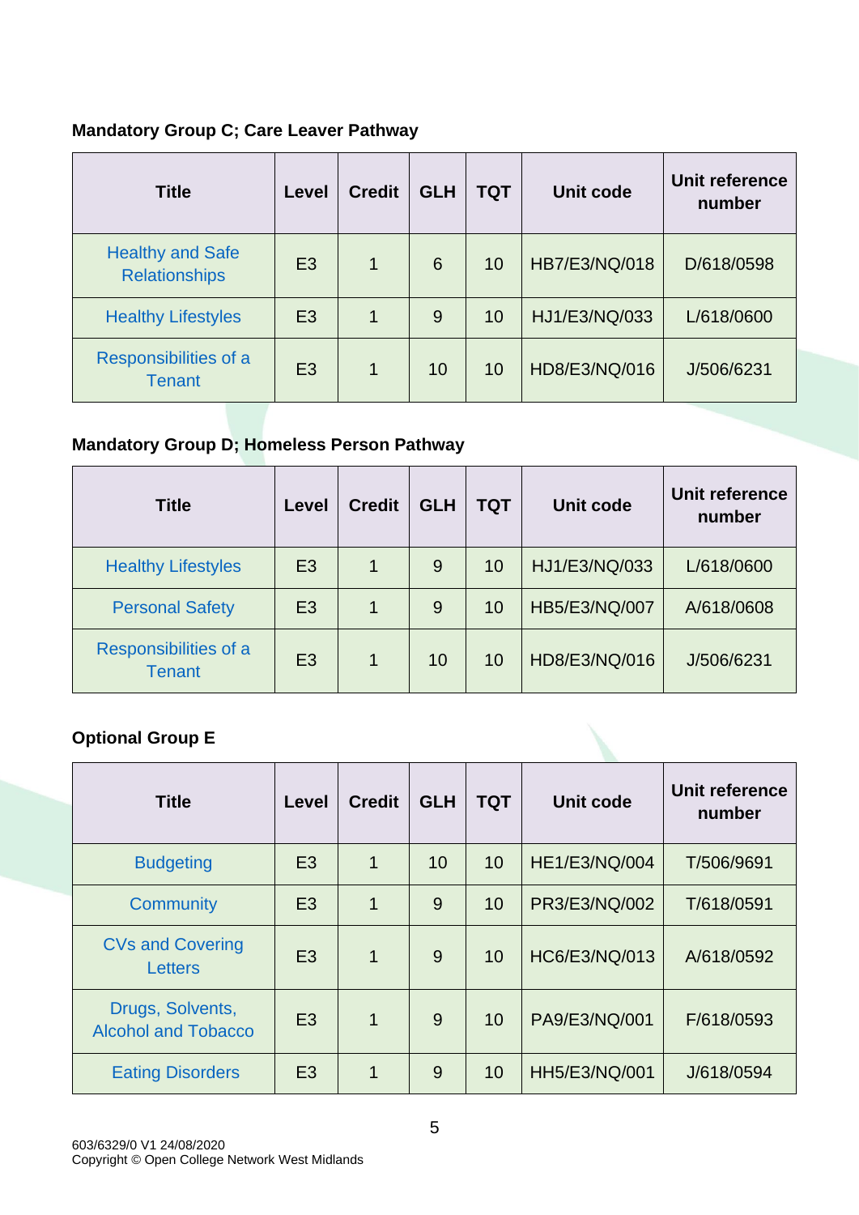**Mandatory Group C; Care Leaver Pathway**

| Title | Level | Credit | GLH | TQT | Unit code | Unit reference number |
|---|---|---|---|---|---|---|
| Healthy and Safe Relationships | E3 | 1 | 6 | 10 | HB7/E3/NQ/018 | D/618/0598 |
| Healthy Lifestyles | E3 | 1 | 9 | 10 | HJ1/E3/NQ/033 | L/618/0600 |
| Responsibilities of a Tenant | E3 | 1 | 10 | 10 | HD8/E3/NQ/016 | J/506/6231 |

**Mandatory Group D; Homeless Person Pathway**

| Title | Level | Credit | GLH | TQT | Unit code | Unit reference number |
|---|---|---|---|---|---|---|
| Healthy Lifestyles | E3 | 1 | 9 | 10 | HJ1/E3/NQ/033 | L/618/0600 |
| Personal Safety | E3 | 1 | 9 | 10 | HB5/E3/NQ/007 | A/618/0608 |
| Responsibilities of a Tenant | E3 | 1 | 10 | 10 | HD8/E3/NQ/016 | J/506/6231 |

**Optional Group E**

| Title | Level | Credit | GLH | TQT | Unit code | Unit reference number |
|---|---|---|---|---|---|---|
| Budgeting | E3 | 1 | 10 | 10 | HE1/E3/NQ/004 | T/506/9691 |
| Community | E3 | 1 | 9 | 10 | PR3/E3/NQ/002 | T/618/0591 |
| CVs and Covering Letters | E3 | 1 | 9 | 10 | HC6/E3/NQ/013 | A/618/0592 |
| Drugs, Solvents, Alcohol and Tobacco | E3 | 1 | 9 | 10 | PA9/E3/NQ/001 | F/618/0593 |
| Eating Disorders | E3 | 1 | 9 | 10 | HH5/E3/NQ/001 | J/618/0594 |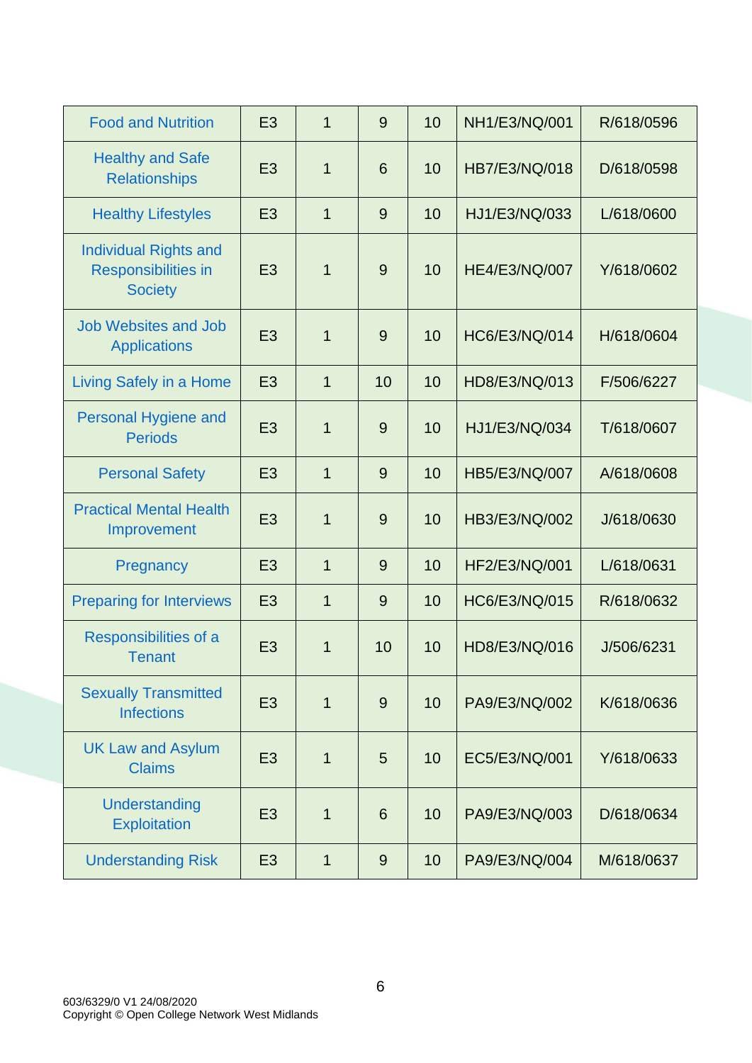| | | | | | | |
|---|---|---|---|---|---|---|
| Food and Nutrition | E3 | 1 | 9 | 10 | NH1/E3/NQ/001 | R/618/0596 |
| Healthy and Safe Relationships | E3 | 1 | 6 | 10 | HB7/E3/NQ/018 | D/618/0598 |
| Healthy Lifestyles | E3 | 1 | 9 | 10 | HJ1/E3/NQ/033 | L/618/0600 |
| Individual Rights and Responsibilities in Society | E3 | 1 | 9 | 10 | HE4/E3/NQ/007 | Y/618/0602 |
| Job Websites and Job Applications | E3 | 1 | 9 | 10 | HC6/E3/NQ/014 | H/618/0604 |
| Living Safely in a Home | E3 | 1 | 10 | 10 | HD8/E3/NQ/013 | F/506/6227 |
| Personal Hygiene and Periods | E3 | 1 | 9 | 10 | HJ1/E3/NQ/034 | T/618/0607 |
| Personal Safety | E3 | 1 | 9 | 10 | HB5/E3/NQ/007 | A/618/0608 |
| Practical Mental Health Improvement | E3 | 1 | 9 | 10 | HB3/E3/NQ/002 | J/618/0630 |
| Pregnancy | E3 | 1 | 9 | 10 | HF2/E3/NQ/001 | L/618/0631 |
| Preparing for Interviews | E3 | 1 | 9 | 10 | HC6/E3/NQ/015 | R/618/0632 |
| Responsibilities of a Tenant | E3 | 1 | 10 | 10 | HD8/E3/NQ/016 | J/506/6231 |
| Sexually Transmitted Infections | E3 | 1 | 9 | 10 | PA9/E3/NQ/002 | K/618/0636 |
| UK Law and Asylum Claims | E3 | 1 | 5 | 10 | EC5/E3/NQ/001 | Y/618/0633 |
| Understanding Exploitation | E3 | 1 | 6 | 10 | PA9/E3/NQ/003 | D/618/0634 |
| Understanding Risk | E3 | 1 | 9 | 10 | PA9/E3/NQ/004 | M/618/0637 |

603/6329/0 V1 24/08/2020
Copyright © Open College Network West Midlands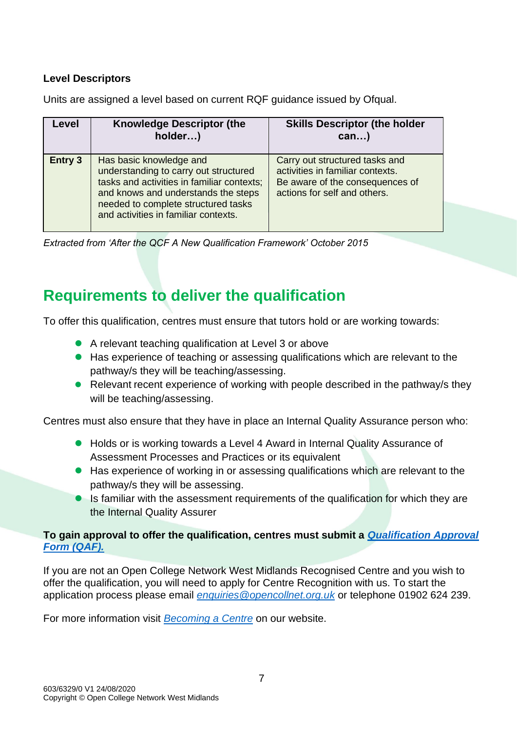**Level Descriptors**

Units are assigned a level based on current RQF guidance issued by Ofqual.

| Level | Knowledge Descriptor (the holder…) | Skills Descriptor (the holder can…) |
|---|---|---|
| **Entry 3** | Has basic knowledge and understanding to carry out structured tasks and activities in familiar contexts; and knows and understands the steps needed to complete structured tasks and activities in familiar contexts. | Carry out structured tasks and activities in familiar contexts. Be aware of the consequences of actions for self and others. |

*Extracted from 'After the QCF A New Qualification Framework' October 2015*

## Requirements to deliver the qualification

To offer this qualification, centres must ensure that tutors hold or are working towards:

- A relevant teaching qualification at Level 3 or above
- Has experience of teaching or assessing qualifications which are relevant to the pathway/s they will be teaching/assessing.
- Relevant recent experience of working with people described in the pathway/s they will be teaching/assessing.

Centres must also ensure that they have in place an Internal Quality Assurance person who:

- Holds or is working towards a Level 4 Award in Internal Quality Assurance of Assessment Processes and Practices or its equivalent
- Has experience of working in or assessing qualifications which are relevant to the pathway/s they will be assessing.
- Is familiar with the assessment requirements of the qualification for which they are the Internal Quality Assurer

**To gain approval to offer the qualification, centres must submit a *Qualification Approval Form (QAF).***

If you are not an Open College Network West Midlands Recognised Centre and you wish to offer the qualification, you will need to apply for Centre Recognition with us. To start the application process please email *enquiries@opencollnet.org.uk* or telephone 01902 624 239.

For more information visit *Becoming a Centre* on our website.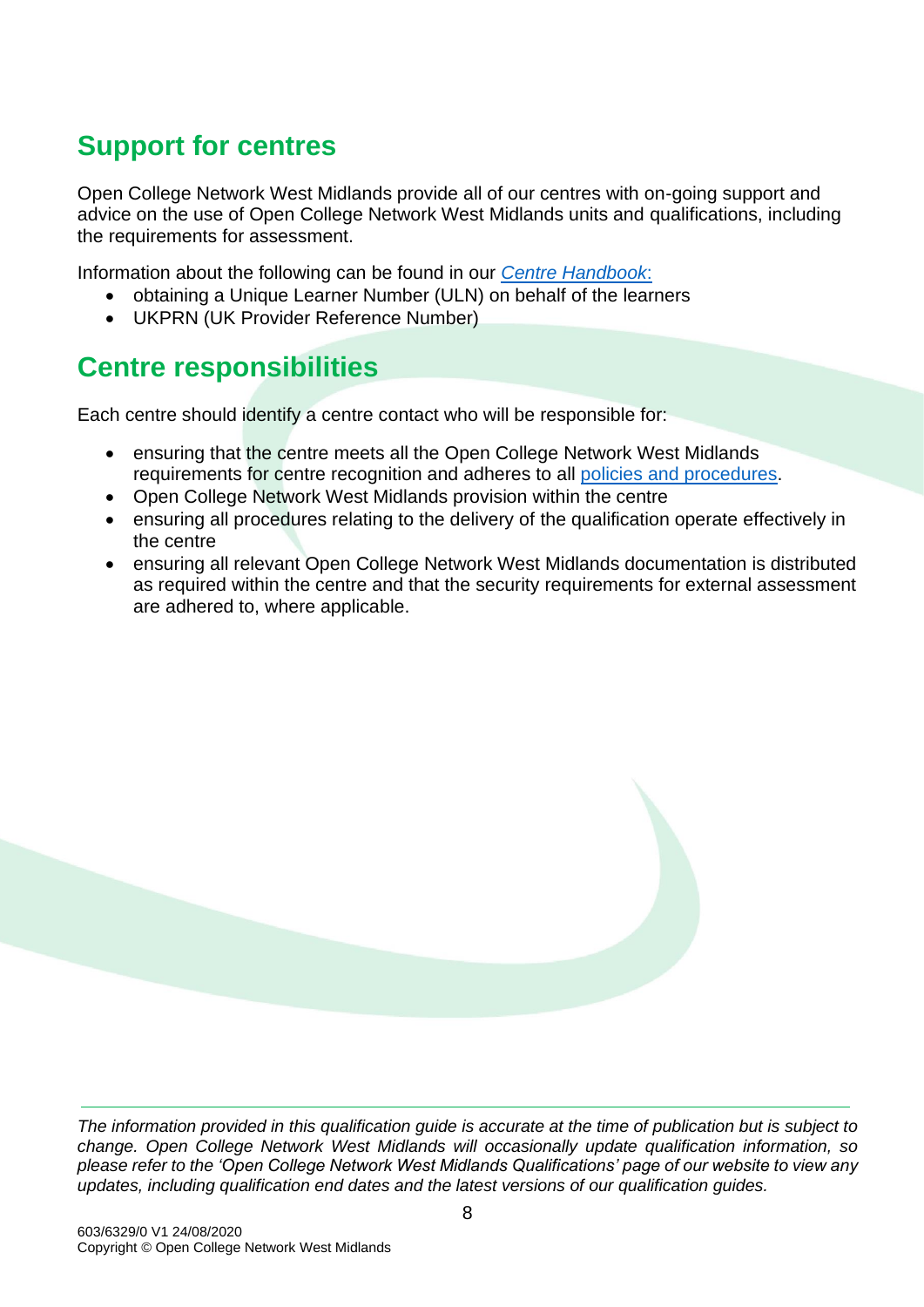## Support for centres

Open College Network West Midlands provide all of our centres with on-going support and advice on the use of Open College Network West Midlands units and qualifications, including the requirements for assessment.

Information about the following can be found in our *Centre Handbook*:

- obtaining a Unique Learner Number (ULN) on behalf of the learners
- UKPRN (UK Provider Reference Number)

## Centre responsibilities

Each centre should identify a centre contact who will be responsible for:

- ensuring that the centre meets all the Open College Network West Midlands requirements for centre recognition and adheres to all policies and procedures.
- Open College Network West Midlands provision within the centre
- ensuring all procedures relating to the delivery of the qualification operate effectively in the centre
- ensuring all relevant Open College Network West Midlands documentation is distributed as required within the centre and that the security requirements for external assessment are adhered to, where applicable.

*The information provided in this qualification guide is accurate at the time of publication but is subject to change. Open College Network West Midlands will occasionally update qualification information, so please refer to the 'Open College Network West Midlands Qualifications' page of our website to view any updates, including qualification end dates and the latest versions of our qualification guides.*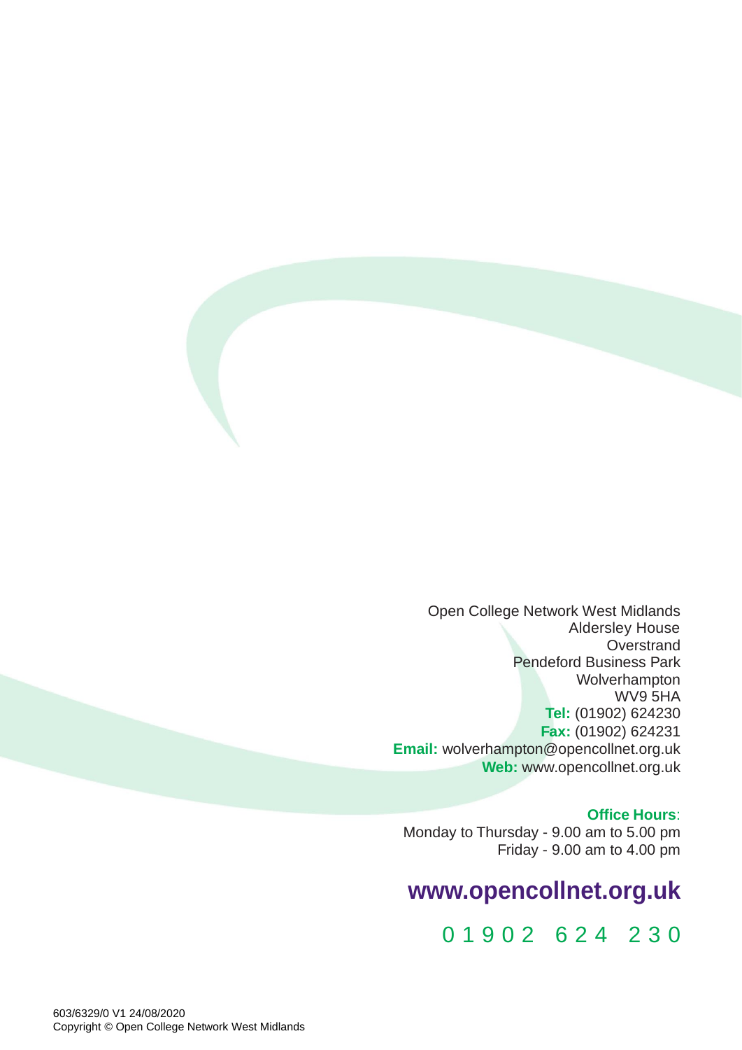Open College Network West Midlands
Aldersley House
Overstrand
Pendeford Business Park
Wolverhampton
WV9 5HA
**Tel:** (01902) 624230
**Fax:** (01902) 624231
**Email:** wolverhampton@opencollnet.org.uk
**Web:** www.opencollnet.org.uk

**Office Hours**:
Monday to Thursday - 9.00 am to 5.00 pm
Friday - 9.00 am to 4.00 pm

**www.opencollnet.org.uk**

0 1 9 0 2 6 2 4 2 3 0

603/6329/0 V1 24/08/2020
Copyright © Open College Network West Midlands